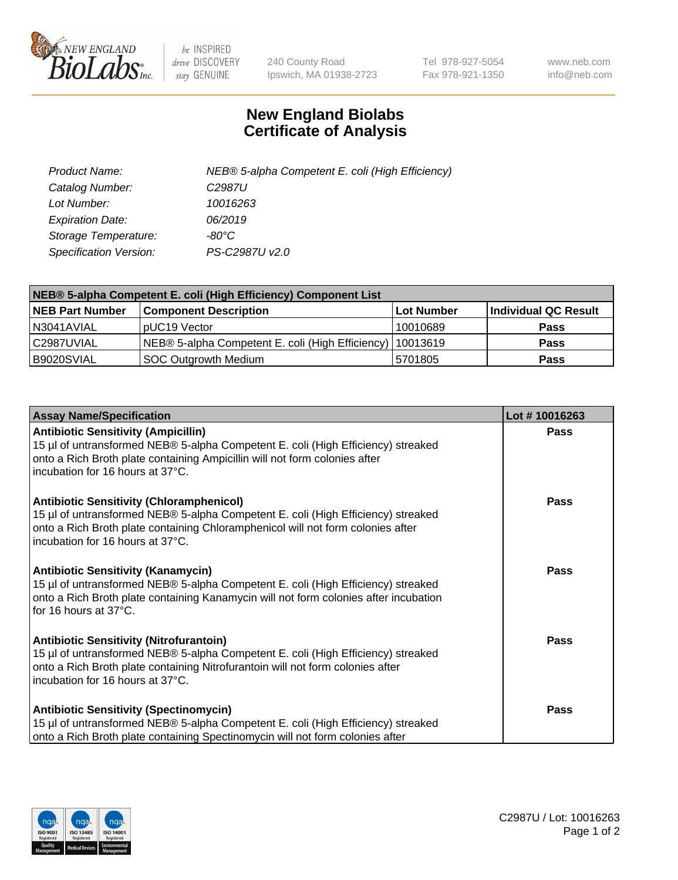NEW ENGLAND BioLabs Inc. — be INSPIRED drive DISCOVERY stay GENUINE

240 County Road
Ipswich, MA 01938-2723

Tel 978-927-5054
Fax 978-921-1350

www.neb.com
info@neb.com

# New England Biolabs
# Certificate of Analysis

| | |
|---|---|
| *Product Name:* | *NEB® 5-alpha Competent E. coli (High Efficiency)* |
| *Catalog Number:* | *C2987U* |
| *Lot Number:* | *10016263* |
| *Expiration Date:* | *06/2019* |
| *Storage Temperature:* | *-80°C* |
| *Specification Version:* | *PS-C2987U v2.0* |

| **NEB® 5-alpha Competent E. coli (High Efficiency) Component List** | | | |
|---|---|---|---|
| **NEB Part Number** | **Component Description** | **Lot Number** | **Individual QC Result** |
| N3041AVIAL | pUC19 Vector | 10010689 | **Pass** |
| C2987UVIAL | NEB® 5-alpha Competent E. coli (High Efficiency) | 10013619 | **Pass** |
| B9020SVIAL | SOC Outgrowth Medium | 5701805 | **Pass** |

| **Assay Name/Specification** | **Lot # 10016263** |
|---|---|
| **Antibiotic Sensitivity (Ampicillin)**<br>15 µl of untransformed NEB® 5-alpha Competent E. coli (High Efficiency) streaked onto a Rich Broth plate containing Ampicillin will not form colonies after incubation for 16 hours at 37°C. | **Pass** |
| **Antibiotic Sensitivity (Chloramphenicol)**<br>15 µl of untransformed NEB® 5-alpha Competent E. coli (High Efficiency) streaked onto a Rich Broth plate containing Chloramphenicol will not form colonies after incubation for 16 hours at 37°C. | **Pass** |
| **Antibiotic Sensitivity (Kanamycin)**<br>15 µl of untransformed NEB® 5-alpha Competent E. coli (High Efficiency) streaked onto a Rich Broth plate containing Kanamycin will not form colonies after incubation for 16 hours at 37°C. | **Pass** |
| **Antibiotic Sensitivity (Nitrofurantoin)**<br>15 µl of untransformed NEB® 5-alpha Competent E. coli (High Efficiency) streaked onto a Rich Broth plate containing Nitrofurantoin will not form colonies after incubation for 16 hours at 37°C. | **Pass** |
| **Antibiotic Sensitivity (Spectinomycin)**<br>15 µl of untransformed NEB® 5-alpha Competent E. coli (High Efficiency) streaked onto a Rich Broth plate containing Spectinomycin will not form colonies after | **Pass** |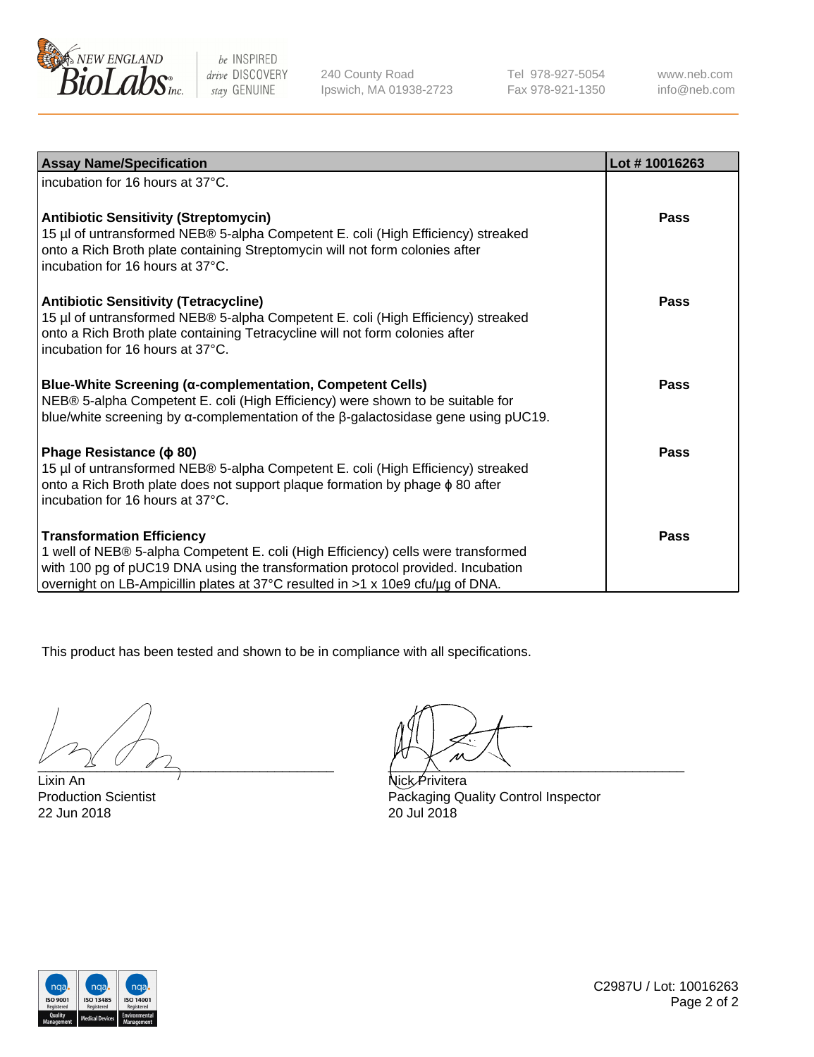| Assay Name/Specification | Lot # 10016263 |
| --- | --- |
| incubation for 16 hours at 37°C. | |
| **Antibiotic Sensitivity (Streptomycin)**<br>15 µl of untransformed NEB® 5-alpha Competent E. coli (High Efficiency) streaked onto a Rich Broth plate containing Streptomycin will not form colonies after incubation for 16 hours at 37°C. | **Pass** |
| **Antibiotic Sensitivity (Tetracycline)**<br>15 µl of untransformed NEB® 5-alpha Competent E. coli (High Efficiency) streaked onto a Rich Broth plate containing Tetracycline will not form colonies after incubation for 16 hours at 37°C. | **Pass** |
| **Blue-White Screening (α-complementation, Competent Cells)**<br>NEB® 5-alpha Competent E. coli (High Efficiency) were shown to be suitable for blue/white screening by α-complementation of the β-galactosidase gene using pUC19. | **Pass** |
| **Phage Resistance (ϕ 80)**<br>15 µl of untransformed NEB® 5-alpha Competent E. coli (High Efficiency) streaked onto a Rich Broth plate does not support plaque formation by phage ϕ 80 after incubation for 16 hours at 37°C. | **Pass** |
| **Transformation Efficiency**<br>1 well of NEB® 5-alpha Competent E. coli (High Efficiency) cells were transformed with 100 pg of pUC19 DNA using the transformation protocol provided. Incubation overnight on LB-Ampicillin plates at 37°C resulted in >1 x 10e9 cfu/µg of DNA. | **Pass** |

This product has been tested and shown to be in compliance with all specifications.

Lixin An
Production Scientist
22 Jun 2018

Nick Privitera
Packaging Quality Control Inspector
20 Jul 2018

C2987U / Lot: 10016263